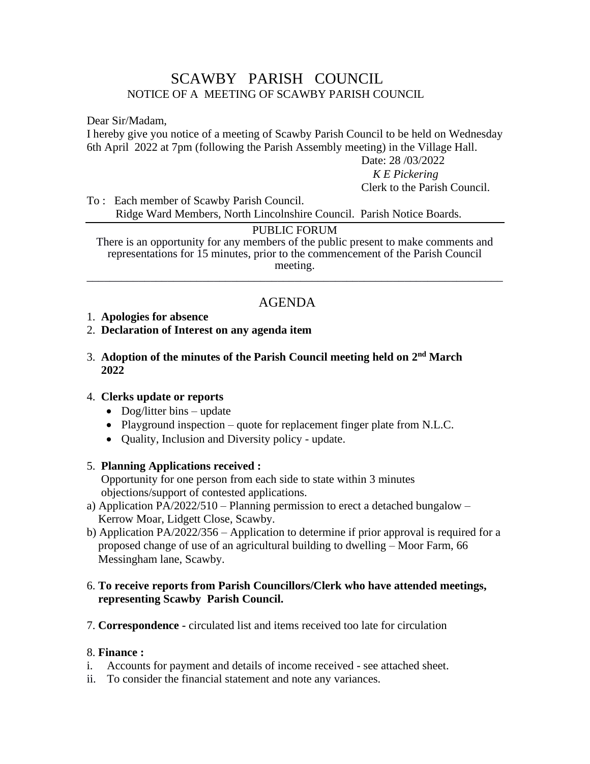# SCAWBY PARISH COUNCIL

NOTICE OF A MEETING OF SCAWBY PARISH COUNCIL

Dear Sir/Madam,

I hereby give you notice of a meeting of Scawby Parish Council to be held on Wednesday 6th April 2022 at 7pm (following the Parish Assembly meeting) in the Village Hall.

Date: 28 /03/2022

*K E Pickering*

Clerk to the Parish Council.

To : Each member of Scawby Parish Council.
Ridge Ward Members, North Lincolnshire Council. Parish Notice Boards.

---

PUBLIC FORUM

There is an opportunity for any members of the public present to make comments and representations for 15 minutes, prior to the commencement of the Parish Council meeting.

---

## AGENDA

1. **Apologies for absence**
2. **Declaration of Interest on any agenda item**
3. **Adoption of the minutes of the Parish Council meeting held on 2nd March 2022**
4. **Clerks update or reports**
   - Dog/litter bins – update
   - Playground inspection – quote for replacement finger plate from N.L.C.
   - Quality, Inclusion and Diversity policy - update.
5. **Planning Applications received :**
   Opportunity for one person from each side to state within 3 minutes objections/support of contested applications.

a) Application PA/2022/510 – Planning permission to erect a detached bungalow – Kerrow Moar, Lidgett Close, Scawby.

b) Application PA/2022/356 – Application to determine if prior approval is required for a proposed change of use of an agricultural building to dwelling – Moor Farm, 66 Messingham lane, Scawby.

6. **To receive reports from Parish Councillors/Clerk who have attended meetings, representing Scawby Parish Council.**
7. **Correspondence -** circulated list and items received too late for circulation
8. **Finance :**

i. Accounts for payment and details of income received - see attached sheet.

ii. To consider the financial statement and note any variances.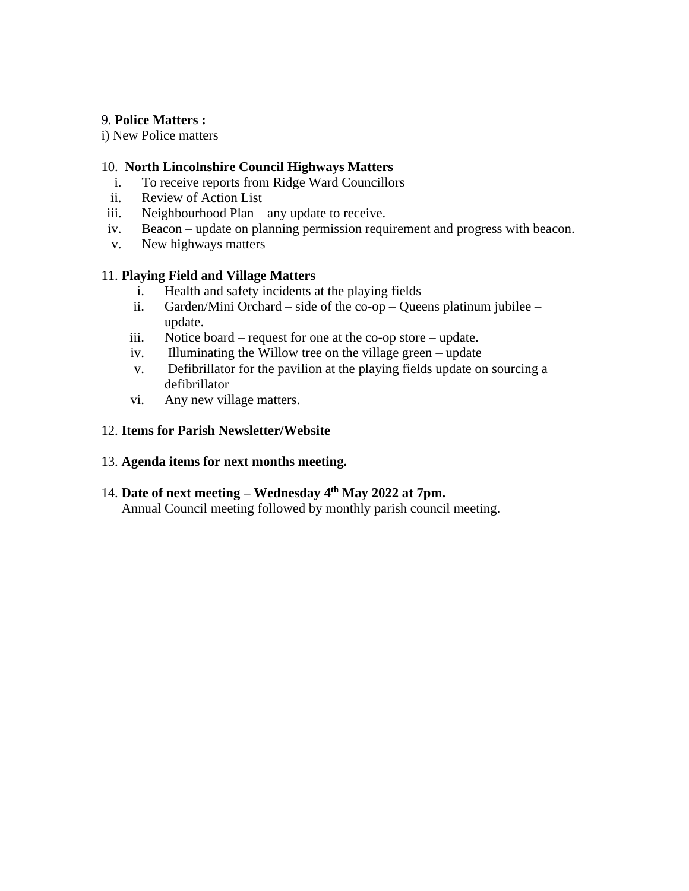9. **Police Matters :**
i) New Police matters

10. **North Lincolnshire Council Highways Matters**
   i. To receive reports from Ridge Ward Councillors
   ii. Review of Action List
   iii. Neighbourhood Plan – any update to receive.
   iv. Beacon – update on planning permission requirement and progress with beacon.
   v. New highways matters

11. **Playing Field and Village Matters**
   i. Health and safety incidents at the playing fields
   ii. Garden/Mini Orchard – side of the co-op – Queens platinum jubilee – update.
   iii. Notice board – request for one at the co-op store – update.
   iv. Illuminating the Willow tree on the village green – update
   v. Defibrillator for the pavilion at the playing fields update on sourcing a defibrillator
   vi. Any new village matters.

12. **Items for Parish Newsletter/Website**

13. **Agenda items for next months meeting.**

14. **Date of next meeting – Wednesday 4th May 2022 at 7pm.**
Annual Council meeting followed by monthly parish council meeting.